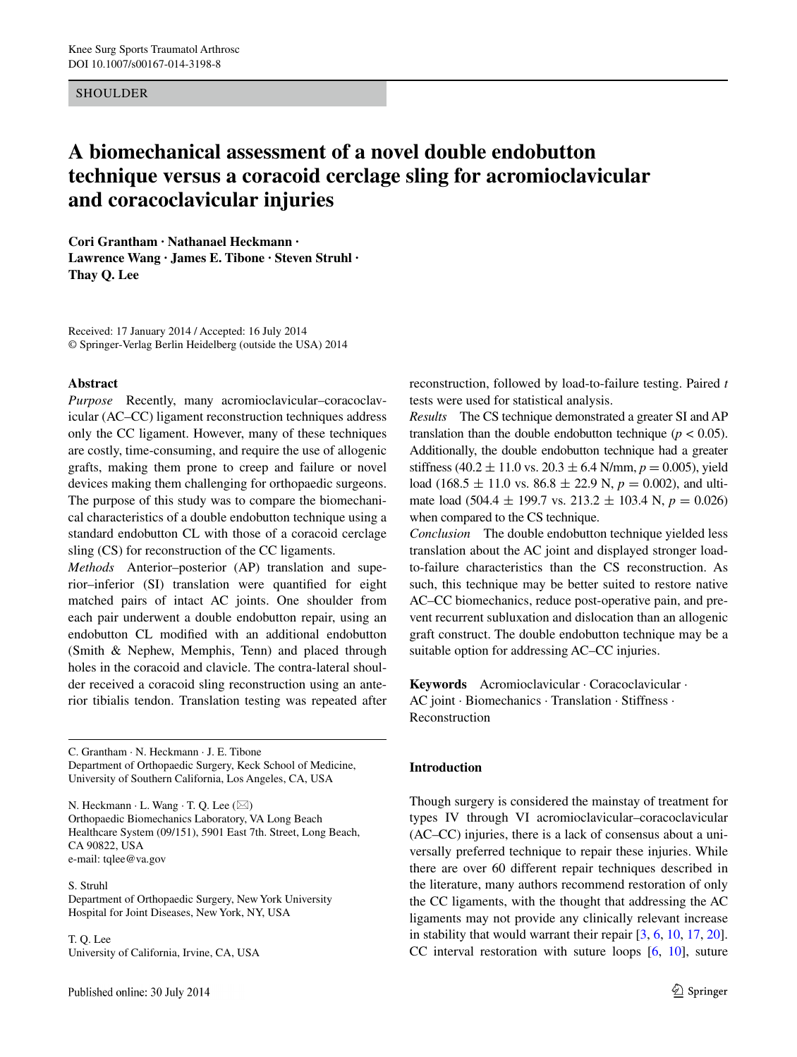SHOULDER

# A biomechanical assessment of a novel double endobutton technique versus a coracoid cerclage sling for acromioclavicular and coracoclavicular injuries

**Cori Grantham · Nathanael Heckmann · Lawrence Wang · James E. Tibone · Steven Struhl · Thay Q. Lee**

Received: 17 January 2014 / Accepted: 16 July 2014
© Springer-Verlag Berlin Heidelberg (outside the USA) 2014

## Abstract

*Purpose* Recently, many acromioclavicular–coracoclavicular (AC–CC) ligament reconstruction techniques address only the CC ligament. However, many of these techniques are costly, time-consuming, and require the use of allogenic grafts, making them prone to creep and failure or novel devices making them challenging for orthopaedic surgeons. The purpose of this study was to compare the biomechanical characteristics of a double endobutton technique using a standard endobutton CL with those of a coracoid cerclage sling (CS) for reconstruction of the CC ligaments.

*Methods* Anterior–posterior (AP) translation and superior–inferior (SI) translation were quantified for eight matched pairs of intact AC joints. One shoulder from each pair underwent a double endobutton repair, using an endobutton CL modified with an additional endobutton (Smith & Nephew, Memphis, Tenn) and placed through holes in the coracoid and clavicle. The contra-lateral shoulder received a coracoid sling reconstruction using an anterior tibialis tendon. Translation testing was repeated after reconstruction, followed by load-to-failure testing. Paired *t* tests were used for statistical analysis.

*Results* The CS technique demonstrated a greater SI and AP translation than the double endobutton technique ($p < 0.05$). Additionally, the double endobutton technique had a greater stiffness ($40.2 \pm 11.0$ vs. $20.3 \pm 6.4$ N/mm, $p = 0.005$), yield load ($168.5 \pm 11.0$ vs. $86.8 \pm 22.9$ N, $p = 0.002$), and ultimate load ($504.4 \pm 199.7$ vs. $213.2 \pm 103.4$ N, $p = 0.026$) when compared to the CS technique.

*Conclusion* The double endobutton technique yielded less translation about the AC joint and displayed stronger load-to-failure characteristics than the CS reconstruction. As such, this technique may be better suited to restore native AC–CC biomechanics, reduce post-operative pain, and prevent recurrent subluxation and dislocation than an allogenic graft construct. The double endobutton technique may be a suitable option for addressing AC–CC injuries.

**Keywords** Acromioclavicular · Coracoclavicular · AC joint · Biomechanics · Translation · Stiffness · Reconstruction

C. Grantham · N. Heckmann · J. E. Tibone
Department of Orthopaedic Surgery, Keck School of Medicine, University of Southern California, Los Angeles, CA, USA

N. Heckmann · L. Wang · T. Q. Lee (✉)
Orthopaedic Biomechanics Laboratory, VA Long Beach Healthcare System (09/151), 5901 East 7th. Street, Long Beach, CA 90822, USA
e-mail: tqlee@va.gov

S. Struhl
Department of Orthopaedic Surgery, New York University Hospital for Joint Diseases, New York, NY, USA

T. Q. Lee
University of California, Irvine, CA, USA

## Introduction

Though surgery is considered the mainstay of treatment for types IV through VI acromioclavicular–coracoclavicular (AC–CC) injuries, there is a lack of consensus about a universally preferred technique to repair these injuries. While there are over 60 different repair techniques described in the literature, many authors recommend restoration of only the CC ligaments, with the thought that addressing the AC ligaments may not provide any clinically relevant increase in stability that would warrant their repair [3, 6, 10, 17, 20]. CC interval restoration with suture loops [6, 10], suture

Published online: 30 July 2014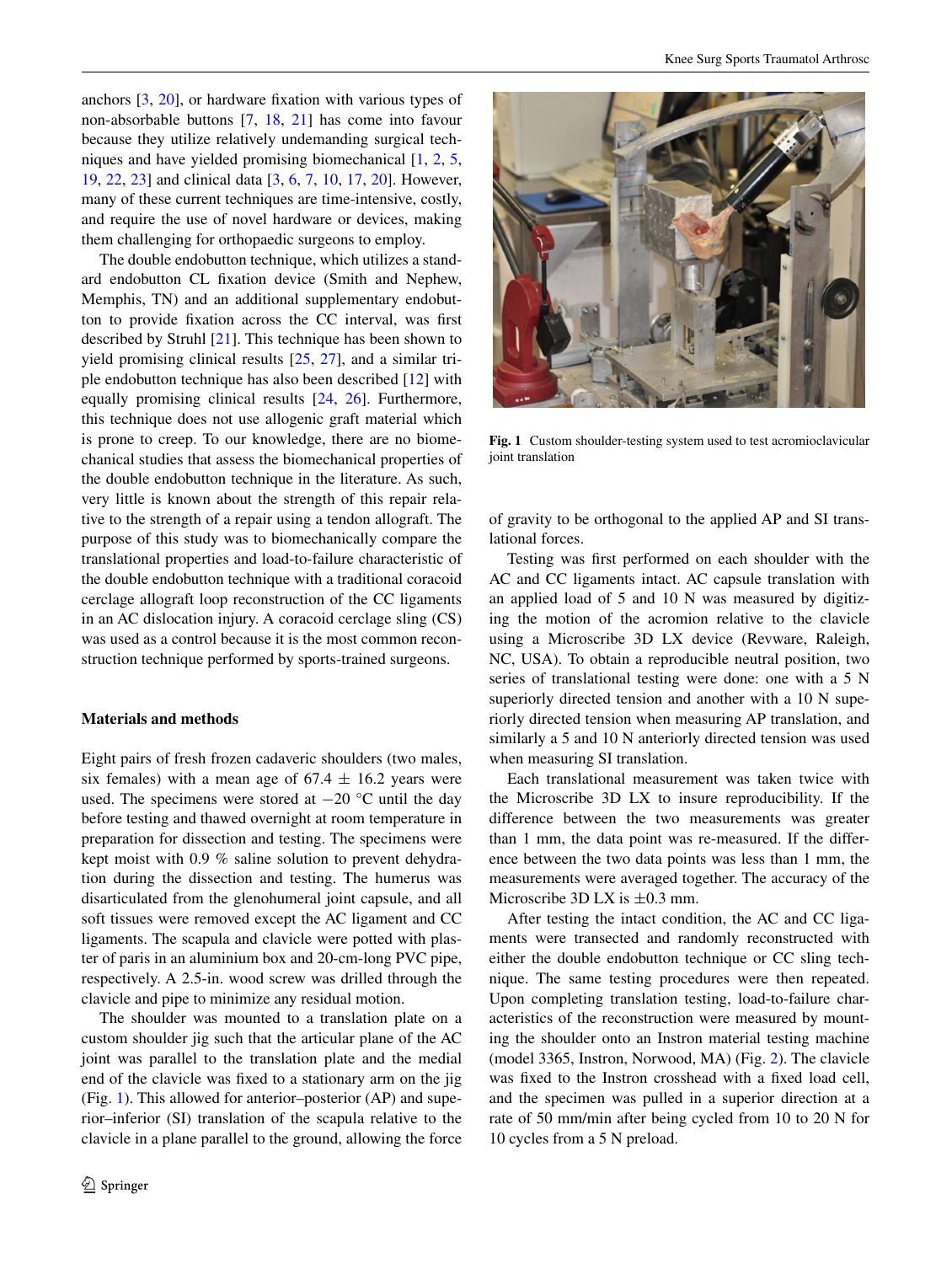anchors [3, 20], or hardware fixation with various types of non-absorbable buttons [7, 18, 21] has come into favour because they utilize relatively undemanding surgical techniques and have yielded promising biomechanical [1, 2, 5, 19, 22, 23] and clinical data [3, 6, 7, 10, 17, 20]. However, many of these current techniques are time-intensive, costly, and require the use of novel hardware or devices, making them challenging for orthopaedic surgeons to employ.

The double endobutton technique, which utilizes a standard endobutton CL fixation device (Smith and Nephew, Memphis, TN) and an additional supplementary endobutton to provide fixation across the CC interval, was first described by Struhl [21]. This technique has been shown to yield promising clinical results [25, 27], and a similar triple endobutton technique has also been described [12] with equally promising clinical results [24, 26]. Furthermore, this technique does not use allogenic graft material which is prone to creep. To our knowledge, there are no biomechanical studies that assess the biomechanical properties of the double endobutton technique in the literature. As such, very little is known about the strength of this repair relative to the strength of a repair using a tendon allograft. The purpose of this study was to biomechanically compare the translational properties and load-to-failure characteristic of the double endobutton technique with a traditional coracoid cerclage allograft loop reconstruction of the CC ligaments in an AC dislocation injury. A coracoid cerclage sling (CS) was used as a control because it is the most common reconstruction technique performed by sports-trained surgeons.

## Materials and methods

Eight pairs of fresh frozen cadaveric shoulders (two males, six females) with a mean age of 67.4 ± 16.2 years were used. The specimens were stored at −20 °C until the day before testing and thawed overnight at room temperature in preparation for dissection and testing. The specimens were kept moist with 0.9 % saline solution to prevent dehydration during the dissection and testing. The humerus was disarticulated from the glenohumeral joint capsule, and all soft tissues were removed except the AC ligament and CC ligaments. The scapula and clavicle were potted with plaster of paris in an aluminium box and 20-cm-long PVC pipe, respectively. A 2.5-in. wood screw was drilled through the clavicle and pipe to minimize any residual motion.

The shoulder was mounted to a translation plate on a custom shoulder jig such that the articular plane of the AC joint was parallel to the translation plate and the medial end of the clavicle was fixed to a stationary arm on the jig (Fig. 1). This allowed for anterior–posterior (AP) and superior–inferior (SI) translation of the scapula relative to the clavicle in a plane parallel to the ground, allowing the force of gravity to be orthogonal to the applied AP and SI translational forces.

**Fig. 1** Custom shoulder-testing system used to test acromioclavicular joint translation

Testing was first performed on each shoulder with the AC and CC ligaments intact. AC capsule translation with an applied load of 5 and 10 N was measured by digitizing the motion of the acromion relative to the clavicle using a Microscribe 3D LX device (Revware, Raleigh, NC, USA). To obtain a reproducible neutral position, two series of translational testing were done: one with a 5 N superiorly directed tension and another with a 10 N superiorly directed tension when measuring AP translation, and similarly a 5 and 10 N anteriorly directed tension was used when measuring SI translation.

Each translational measurement was taken twice with the Microscribe 3D LX to insure reproducibility. If the difference between the two measurements was greater than 1 mm, the data point was re-measured. If the difference between the two data points was less than 1 mm, the measurements were averaged together. The accuracy of the Microscribe 3D LX is ±0.3 mm.

After testing the intact condition, the AC and CC ligaments were transected and randomly reconstructed with either the double endobutton technique or CC sling technique. The same testing procedures were then repeated. Upon completing translation testing, load-to-failure characteristics of the reconstruction were measured by mounting the shoulder onto an Instron material testing machine (model 3365, Instron, Norwood, MA) (Fig. 2). The clavicle was fixed to the Instron crosshead with a fixed load cell, and the specimen was pulled in a superior direction at a rate of 50 mm/min after being cycled from 10 to 20 N for 10 cycles from a 5 N preload.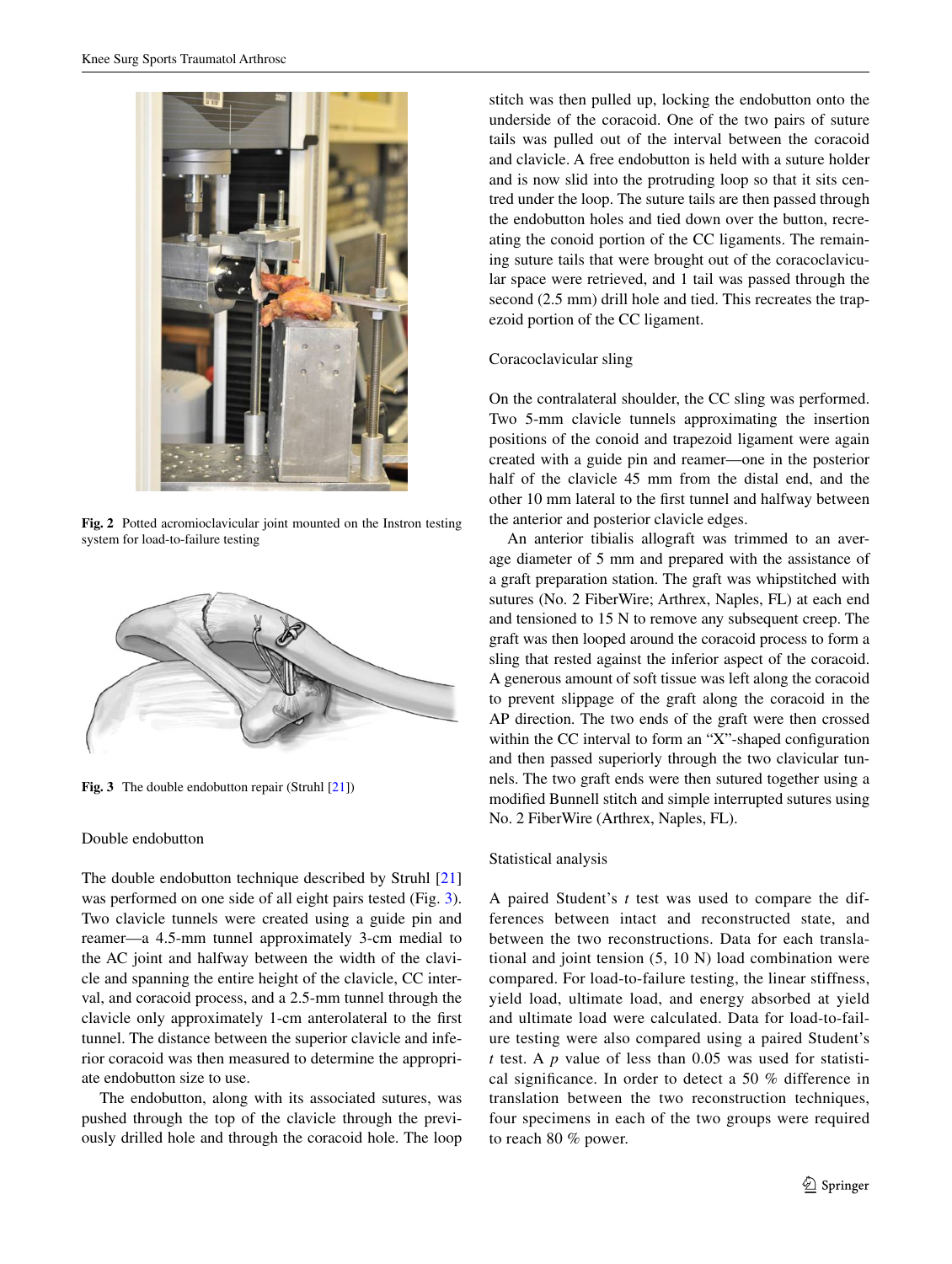Fig. 2 Potted acromioclavicular joint mounted on the Instron testing system for load-to-failure testing

Fig. 3 The double endobutton repair (Struhl [21])

### Double endobutton

The double endobutton technique described by Struhl [21] was performed on one side of all eight pairs tested (Fig. 3). Two clavicle tunnels were created using a guide pin and reamer—a 4.5-mm tunnel approximately 3-cm medial to the AC joint and halfway between the width of the clavicle and spanning the entire height of the clavicle, CC interval, and coracoid process, and a 2.5-mm tunnel through the clavicle only approximately 1-cm anterolateral to the first tunnel. The distance between the superior clavicle and inferior coracoid was then measured to determine the appropriate endobutton size to use.

The endobutton, along with its associated sutures, was pushed through the top of the clavicle through the previously drilled hole and through the coracoid hole. The loop stitch was then pulled up, locking the endobutton onto the underside of the coracoid. One of the two pairs of suture tails was pulled out of the interval between the coracoid and clavicle. A free endobutton is held with a suture holder and is now slid into the protruding loop so that it sits centred under the loop. The suture tails are then passed through the endobutton holes and tied down over the button, recreating the conoid portion of the CC ligaments. The remaining suture tails that were brought out of the coracoclavicular space were retrieved, and 1 tail was passed through the second (2.5 mm) drill hole and tied. This recreates the trapezoid portion of the CC ligament.

### Coracoclavicular sling

On the contralateral shoulder, the CC sling was performed. Two 5-mm clavicle tunnels approximating the insertion positions of the conoid and trapezoid ligament were again created with a guide pin and reamer—one in the posterior half of the clavicle 45 mm from the distal end, and the other 10 mm lateral to the first tunnel and halfway between the anterior and posterior clavicle edges.

An anterior tibialis allograft was trimmed to an average diameter of 5 mm and prepared with the assistance of a graft preparation station. The graft was whipstitched with sutures (No. 2 FiberWire; Arthrex, Naples, FL) at each end and tensioned to 15 N to remove any subsequent creep. The graft was then looped around the coracoid process to form a sling that rested against the inferior aspect of the coracoid. A generous amount of soft tissue was left along the coracoid to prevent slippage of the graft along the coracoid in the AP direction. The two ends of the graft were then crossed within the CC interval to form an "X"-shaped configuration and then passed superiorly through the two clavicular tunnels. The two graft ends were then sutured together using a modified Bunnell stitch and simple interrupted sutures using No. 2 FiberWire (Arthrex, Naples, FL).

### Statistical analysis

A paired Student's *t* test was used to compare the differences between intact and reconstructed state, and between the two reconstructions. Data for each translational and joint tension (5, 10 N) load combination were compared. For load-to-failure testing, the linear stiffness, yield load, ultimate load, and energy absorbed at yield and ultimate load were calculated. Data for load-to-failure testing were also compared using a paired Student's *t* test. A $p$ value of less than 0.05 was used for statistical significance. In order to detect a 50 % difference in translation between the two reconstruction techniques, four specimens in each of the two groups were required to reach 80 % power.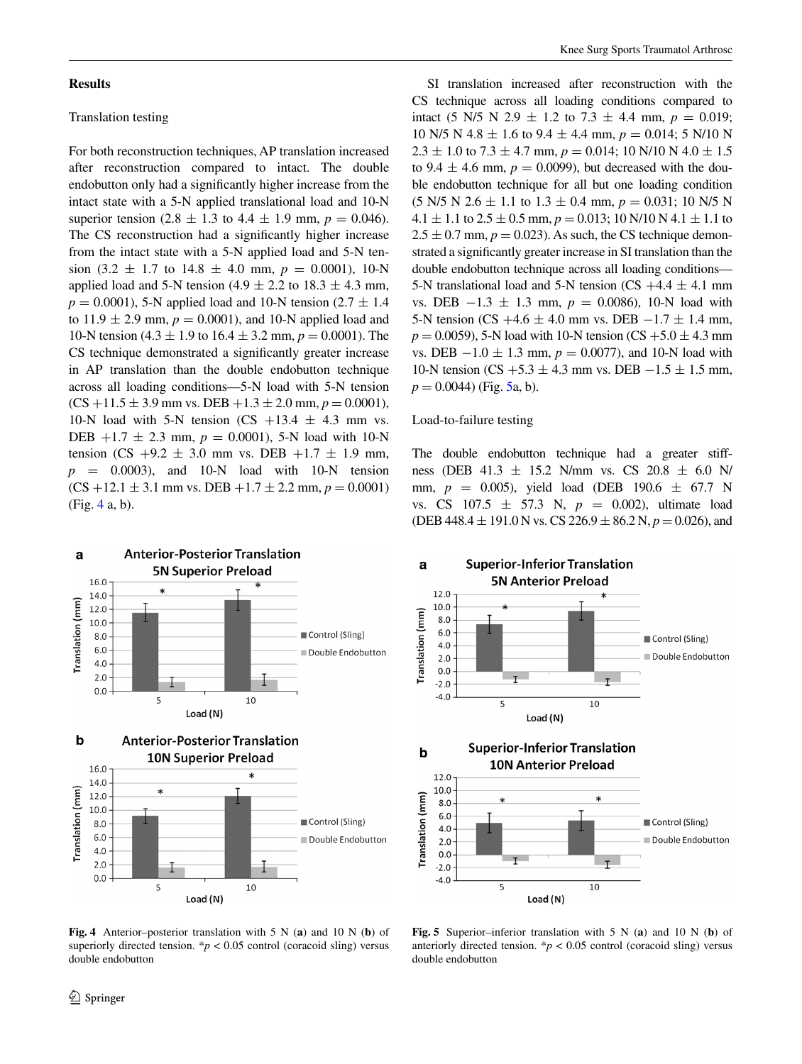## Results

### Translation testing

For both reconstruction techniques, AP translation increased after reconstruction compared to intact. The double endobutton only had a significantly higher increase from the intact state with a 5-N applied translational load and 10-N superior tension (2.8 ± 1.3 to 4.4 ± 1.9 mm, $p = 0.046$). The CS reconstruction had a significantly higher increase from the intact state with a 5-N applied load and 5-N tension (3.2 ± 1.7 to 14.8 ± 4.0 mm, $p = 0.0001$), 10-N applied load and 5-N tension (4.9 ± 2.2 to 18.3 ± 4.3 mm, $p = 0.0001$), 5-N applied load and 10-N tension (2.7 ± 1.4 to 11.9 ± 2.9 mm, $p = 0.0001$), and 10-N applied load and 10-N tension (4.3 ± 1.9 to 16.4 ± 3.2 mm, $p = 0.0001$). The CS technique demonstrated a significantly greater increase in AP translation than the double endobutton technique across all loading conditions—5-N load with 5-N tension (CS +11.5 ± 3.9 mm vs. DEB +1.3 ± 2.0 mm, $p = 0.0001$), 10-N load with 5-N tension (CS +13.4 ± 4.3 mm vs. DEB +1.7 ± 2.3 mm, $p = 0.0001$), 5-N load with 10-N tension (CS +9.2 ± 3.0 mm vs. DEB +1.7 ± 1.9 mm, $p = 0.0003$), and 10-N load with 10-N tension (CS +12.1 ± 3.1 mm vs. DEB +1.7 ± 2.2 mm, $p = 0.0001$) (Fig. 4 a, b).

SI translation increased after reconstruction with the CS technique across all loading conditions compared to intact (5 N/5 N 2.9 ± 1.2 to 7.3 ± 4.4 mm, $p = 0.019$; 10 N/5 N 4.8 ± 1.6 to 9.4 ± 4.4 mm, $p = 0.014$; 5 N/10 N 2.3 ± 1.0 to 7.3 ± 4.7 mm, $p = 0.014$; 10 N/10 N 4.0 ± 1.5 to 9.4 ± 4.6 mm, $p = 0.0099$), but decreased with the double endobutton technique for all but one loading condition (5 N/5 N 2.6 ± 1.1 to 1.3 ± 0.4 mm, $p = 0.031$; 10 N/5 N 4.1 ± 1.1 to 2.5 ± 0.5 mm, $p = 0.013$; 10 N/10 N 4.1 ± 1.1 to 2.5 ± 0.7 mm, $p = 0.023$). As such, the CS technique demonstrated a significantly greater increase in SI translation than the double endobutton technique across all loading conditions—5-N translational load and 5-N tension (CS +4.4 ± 4.1 mm vs. DEB −1.3 ± 1.3 mm, $p = 0.0086$), 10-N load with 5-N tension (CS +4.6 ± 4.0 mm vs. DEB −1.7 ± 1.4 mm, $p = 0.0059$), 5-N load with 10-N tension (CS +5.0 ± 4.3 mm vs. DEB −1.0 ± 1.3 mm, $p = 0.0077$), and 10-N load with 10-N tension (CS +5.3 ± 4.3 mm vs. DEB −1.5 ± 1.5 mm, $p = 0.0044$) (Fig. 5a, b).

### Load-to-failure testing

The double endobutton technique had a greater stiffness (DEB 41.3 ± 15.2 N/mm vs. CS 20.8 ± 6.0 N/mm, $p = 0.005$), yield load (DEB 190.6 ± 67.7 N vs. CS 107.5 ± 57.3 N, $p = 0.002$), ultimate load (DEB 448.4 ± 191.0 N vs. CS 226.9 ± 86.2 N, $p = 0.026$), and

**Fig. 4** Anterior–posterior translation with 5 N (**a**) and 10 N (**b**) of superiorly directed tension. *$p < 0.05$ control (coracoid sling) versus double endobutton

**Fig. 5** Superior–inferior translation with 5 N (**a**) and 10 N (**b**) of anteriorly directed tension. *$p < 0.05$ control (coracoid sling) versus double endobutton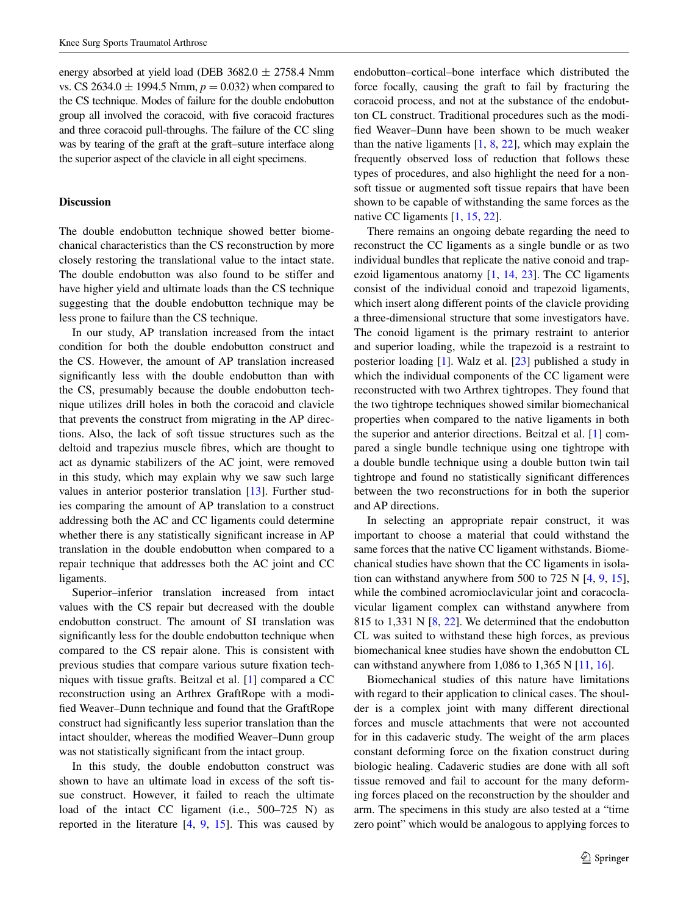energy absorbed at yield load (DEB 3682.0 ± 2758.4 Nmm vs. CS 2634.0 ± 1994.5 Nmm, $p = 0.032$) when compared to the CS technique. Modes of failure for the double endobutton group all involved the coracoid, with five coracoid fractures and three coracoid pull-throughs. The failure of the CC sling was by tearing of the graft at the graft–suture interface along the superior aspect of the clavicle in all eight specimens.

## Discussion

The double endobutton technique showed better biomechanical characteristics than the CS reconstruction by more closely restoring the translational value to the intact state. The double endobutton was also found to be stiffer and have higher yield and ultimate loads than the CS technique suggesting that the double endobutton technique may be less prone to failure than the CS technique.

In our study, AP translation increased from the intact condition for both the double endobutton construct and the CS. However, the amount of AP translation increased significantly less with the double endobutton than with the CS, presumably because the double endobutton technique utilizes drill holes in both the coracoid and clavicle that prevents the construct from migrating in the AP directions. Also, the lack of soft tissue structures such as the deltoid and trapezius muscle fibres, which are thought to act as dynamic stabilizers of the AC joint, were removed in this study, which may explain why we saw such large values in anterior posterior translation [13]. Further studies comparing the amount of AP translation to a construct addressing both the AC and CC ligaments could determine whether there is any statistically significant increase in AP translation in the double endobutton when compared to a repair technique that addresses both the AC joint and CC ligaments.

Superior–inferior translation increased from intact values with the CS repair but decreased with the double endobutton construct. The amount of SI translation was significantly less for the double endobutton technique when compared to the CS repair alone. This is consistent with previous studies that compare various suture fixation techniques with tissue grafts. Beitzal et al. [1] compared a CC reconstruction using an Arthrex GraftRope with a modified Weaver–Dunn technique and found that the GraftRope construct had significantly less superior translation than the intact shoulder, whereas the modified Weaver–Dunn group was not statistically significant from the intact group.

In this study, the double endobutton construct was shown to have an ultimate load in excess of the soft tissue construct. However, it failed to reach the ultimate load of the intact CC ligament (i.e., 500–725 N) as reported in the literature [4, 9, 15]. This was caused by endobutton–cortical–bone interface which distributed the force focally, causing the graft to fail by fracturing the coracoid process, and not at the substance of the endobutton CL construct. Traditional procedures such as the modified Weaver–Dunn have been shown to be much weaker than the native ligaments [1, 8, 22], which may explain the frequently observed loss of reduction that follows these types of procedures, and also highlight the need for a non-soft tissue or augmented soft tissue repairs that have been shown to be capable of withstanding the same forces as the native CC ligaments [1, 15, 22].

There remains an ongoing debate regarding the need to reconstruct the CC ligaments as a single bundle or as two individual bundles that replicate the native conoid and trapezoid ligamentous anatomy [1, 14, 23]. The CC ligaments consist of the individual conoid and trapezoid ligaments, which insert along different points of the clavicle providing a three-dimensional structure that some investigators have. The conoid ligament is the primary restraint to anterior and superior loading, while the trapezoid is a restraint to posterior loading [1]. Walz et al. [23] published a study in which the individual components of the CC ligament were reconstructed with two Arthrex tightropes. They found that the two tightrope techniques showed similar biomechanical properties when compared to the native ligaments in both the superior and anterior directions. Beitzal et al. [1] compared a single bundle technique using one tightrope with a double bundle technique using a double button twin tail tightrope and found no statistically significant differences between the two reconstructions for in both the superior and AP directions.

In selecting an appropriate repair construct, it was important to choose a material that could withstand the same forces that the native CC ligament withstands. Biomechanical studies have shown that the CC ligaments in isolation can withstand anywhere from 500 to 725 N [4, 9, 15], while the combined acromioclavicular joint and coracoclavicular ligament complex can withstand anywhere from 815 to 1,331 N [8, 22]. We determined that the endobutton CL was suited to withstand these high forces, as previous biomechanical knee studies have shown the endobutton CL can withstand anywhere from 1,086 to 1,365 N [11, 16].

Biomechanical studies of this nature have limitations with regard to their application to clinical cases. The shoulder is a complex joint with many different directional forces and muscle attachments that were not accounted for in this cadaveric study. The weight of the arm places constant deforming force on the fixation construct during biologic healing. Cadaveric studies are done with all soft tissue removed and fail to account for the many deforming forces placed on the reconstruction by the shoulder and arm. The specimens in this study are also tested at a "time zero point" which would be analogous to applying forces to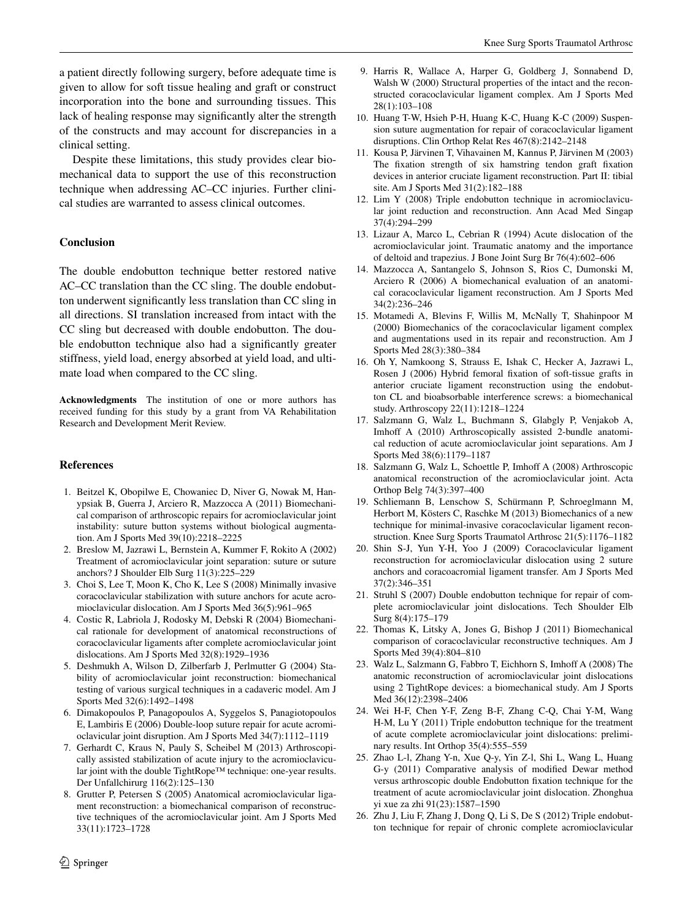a patient directly following surgery, before adequate time is given to allow for soft tissue healing and graft or construct incorporation into the bone and surrounding tissues. This lack of healing response may significantly alter the strength of the constructs and may account for discrepancies in a clinical setting.

Despite these limitations, this study provides clear biomechanical data to support the use of this reconstruction technique when addressing AC–CC injuries. Further clinical studies are warranted to assess clinical outcomes.

## Conclusion

The double endobutton technique better restored native AC–CC translation than the CC sling. The double endobutton underwent significantly less translation than CC sling in all directions. SI translation increased from intact with the CC sling but decreased with double endobutton. The double endobutton technique also had a significantly greater stiffness, yield load, energy absorbed at yield load, and ultimate load when compared to the CC sling.

**Acknowledgments** The institution of one or more authors has received funding for this study by a grant from VA Rehabilitation Research and Development Merit Review.

## References

1. Beitzel K, Obopilwe E, Chowaniec D, Niver G, Nowak M, Hanypsiak B, Guerra J, Arciero R, Mazzocca A (2011) Biomechanical comparison of arthroscopic repairs for acromioclavicular joint instability: suture button systems without biological augmentation. Am J Sports Med 39(10):2218–2225
2. Breslow M, Jazrawi L, Bernstein A, Kummer F, Rokito A (2002) Treatment of acromioclavicular joint separation: suture or suture anchors? J Shoulder Elb Surg 11(3):225–229
3. Choi S, Lee T, Moon K, Cho K, Lee S (2008) Minimally invasive coracoclavicular stabilization with suture anchors for acute acromioclavicular dislocation. Am J Sports Med 36(5):961–965
4. Costic R, Labriola J, Rodosky M, Debski R (2004) Biomechanical rationale for development of anatomical reconstructions of coracoclavicular ligaments after complete acromioclavicular joint dislocations. Am J Sports Med 32(8):1929–1936
5. Deshmukh A, Wilson D, Zilberfarb J, Perlmutter G (2004) Stability of acromioclavicular joint reconstruction: biomechanical testing of various surgical techniques in a cadaveric model. Am J Sports Med 32(6):1492–1498
6. Dimakopoulos P, Panagopoulos A, Syggelos S, Panagiotopoulos E, Lambiris E (2006) Double-loop suture repair for acute acromioclavicular joint disruption. Am J Sports Med 34(7):1112–1119
7. Gerhardt C, Kraus N, Pauly S, Scheibel M (2013) Arthroscopically assisted stabilization of acute injury to the acromioclavicular joint with the double TightRope™ technique: one-year results. Der Unfallchirurg 116(2):125–130
8. Grutter P, Petersen S (2005) Anatomical acromioclavicular ligament reconstruction: a biomechanical comparison of reconstructive techniques of the acromioclavicular joint. Am J Sports Med 33(11):1723–1728
9. Harris R, Wallace A, Harper G, Goldberg J, Sonnabend D, Walsh W (2000) Structural properties of the intact and the reconstructed coracoclavicular ligament complex. Am J Sports Med 28(1):103–108
10. Huang T-W, Hsieh P-H, Huang K-C, Huang K-C (2009) Suspension suture augmentation for repair of coracoclavicular ligament disruptions. Clin Orthop Relat Res 467(8):2142–2148
11. Kousa P, Järvinen T, Vihavainen M, Kannus P, Järvinen M (2003) The fixation strength of six hamstring tendon graft fixation devices in anterior cruciate ligament reconstruction. Part II: tibial site. Am J Sports Med 31(2):182–188
12. Lim Y (2008) Triple endobutton technique in acromioclavicular joint reduction and reconstruction. Ann Acad Med Singap 37(4):294–299
13. Lizaur A, Marco L, Cebrian R (1994) Acute dislocation of the acromioclavicular joint. Traumatic anatomy and the importance of deltoid and trapezius. J Bone Joint Surg Br 76(4):602–606
14. Mazzocca A, Santangelo S, Johnson S, Rios C, Dumonski M, Arciero R (2006) A biomechanical evaluation of an anatomical coracoclavicular ligament reconstruction. Am J Sports Med 34(2):236–246
15. Motamedi A, Blevins F, Willis M, McNally T, Shahinpoor M (2000) Biomechanics of the coracoclavicular ligament complex and augmentations used in its repair and reconstruction. Am J Sports Med 28(3):380–384
16. Oh Y, Namkoong S, Strauss E, Ishak C, Hecker A, Jazrawi L, Rosen J (2006) Hybrid femoral fixation of soft-tissue grafts in anterior cruciate ligament reconstruction using the endobutton CL and bioabsorbable interference screws: a biomechanical study. Arthroscopy 22(11):1218–1224
17. Salzmann G, Walz L, Buchmann S, Glabgly P, Venjakob A, Imhoff A (2010) Arthroscopically assisted 2-bundle anatomical reduction of acute acromioclavicular joint separations. Am J Sports Med 38(6):1179–1187
18. Salzmann G, Walz L, Schoettle P, Imhoff A (2008) Arthroscopic anatomical reconstruction of the acromioclavicular joint. Acta Orthop Belg 74(3):397–400
19. Schliemann B, Lenschow S, Schürmann P, Schroeglmann M, Herbort M, Kösters C, Raschke M (2013) Biomechanics of a new technique for minimal-invasive coracoclavicular ligament reconstruction. Knee Surg Sports Traumatol Arthrosc 21(5):1176–1182
20. Shin S-J, Yun Y-H, Yoo J (2009) Coracoclavicular ligament reconstruction for acromioclavicular dislocation using 2 suture anchors and coracoacromial ligament transfer. Am J Sports Med 37(2):346–351
21. Struhl S (2007) Double endobutton technique for repair of complete acromioclavicular joint dislocations. Tech Shoulder Elb Surg 8(4):175–179
22. Thomas K, Litsky A, Jones G, Bishop J (2011) Biomechanical comparison of coracoclavicular reconstructive techniques. Am J Sports Med 39(4):804–810
23. Walz L, Salzmann G, Fabbro T, Eichhorn S, Imhoff A (2008) The anatomic reconstruction of acromioclavicular joint dislocations using 2 TightRope devices: a biomechanical study. Am J Sports Med 36(12):2398–2406
24. Wei H-F, Chen Y-F, Zeng B-F, Zhang C-Q, Chai Y-M, Wang H-M, Lu Y (2011) Triple endobutton technique for the treatment of acute complete acromioclavicular joint dislocations: preliminary results. Int Orthop 35(4):555–559
25. Zhao L-l, Zhang Y-n, Xue Q-y, Yin Z-l, Shi L, Wang L, Huang G-y (2011) Comparative analysis of modified Dewar method versus arthroscopic double Endobutton fixation technique for the treatment of acute acromioclavicular joint dislocation. Zhonghua yi xue za zhi 91(23):1587–1590
26. Zhu J, Liu F, Zhang J, Dong Q, Li S, De S (2012) Triple endobutton technique for repair of chronic complete acromioclavicular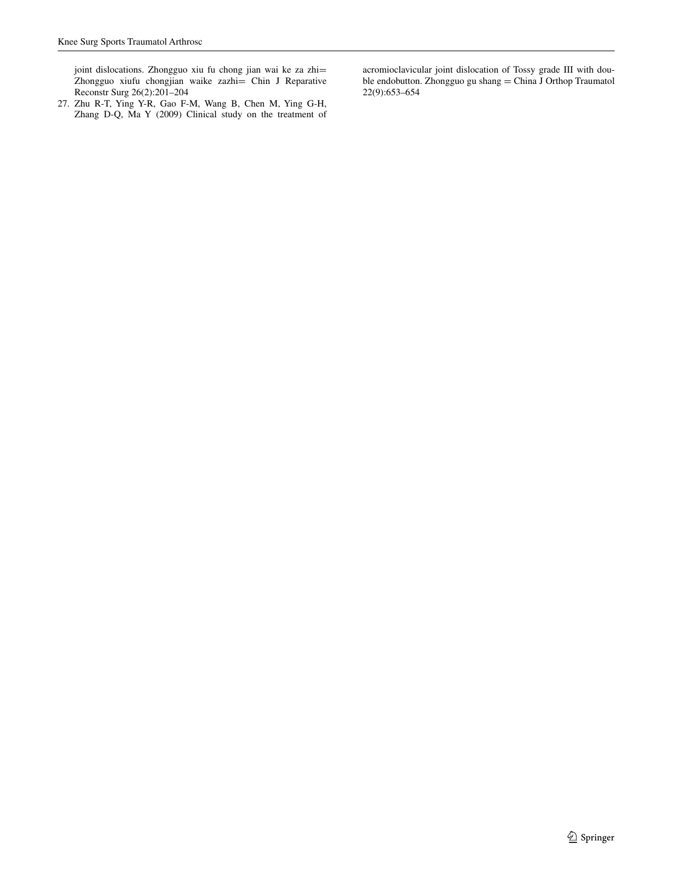joint dislocations. Zhongguo xiu fu chong jian wai ke za zhi= Zhongguo xiufu chongjian waike zazhi= Chin J Reparative Reconstr Surg 26(2):201–204

27. Zhu R-T, Ying Y-R, Gao F-M, Wang B, Chen M, Ying G-H, Zhang D-Q, Ma Y (2009) Clinical study on the treatment of acromioclavicular joint dislocation of Tossy grade III with double endobutton. Zhongguo gu shang = China J Orthop Traumatol 22(9):653–654